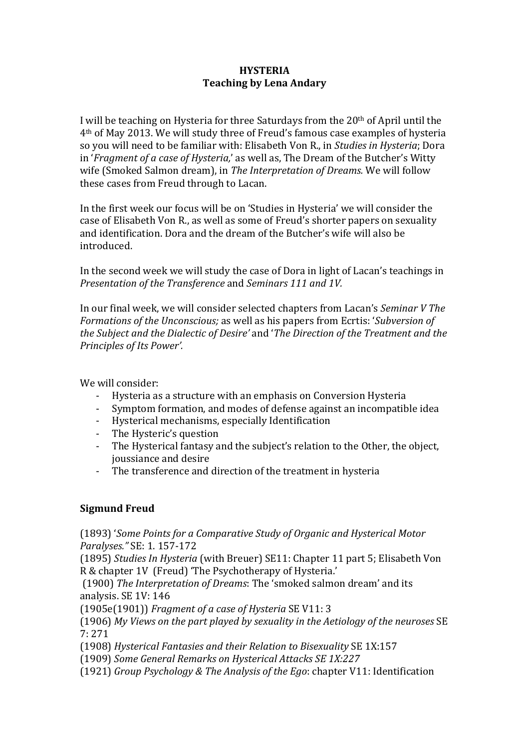**HYSTERIA**
**Teaching by Lena Andary**

I will be teaching on Hysteria for three Saturdays from the 20th of April until the 4th of May 2013. We will study three of Freud's famous case examples of hysteria so you will need to be familiar with: Elisabeth Von R., in *Studies in Hysteria*; Dora in '*Fragment of a case of Hysteria,*' as well as, The Dream of the Butcher's Witty wife (Smoked Salmon dream), in *The Interpretation of Dreams.* We will follow these cases from Freud through to Lacan.

In the first week our focus will be on 'Studies in Hysteria' we will consider the case of Elisabeth Von R., as well as some of Freud's shorter papers on sexuality and identification. Dora and the dream of the Butcher's wife will also be introduced.

In the second week we will study the case of Dora in light of Lacan's teachings in *Presentation of the Transference* and *Seminars 111 and 1V.*

In our final week, we will consider selected chapters from Lacan's *Seminar V The Formations of the Unconscious;* as well as his papers from Ecrtis: '*Subversion of the Subject and the Dialectic of Desire'* and '*The Direction of the Treatment and the Principles of Its Power'.*

We will consider:

- Hysteria as a structure with an emphasis on Conversion Hysteria
- Symptom formation, and modes of defense against an incompatible idea
- Hysterical mechanisms, especially Identification
- The Hysteric's question
- The Hysterical fantasy and the subject's relation to the Other, the object, joussiance and desire
- The transference and direction of the treatment in hysteria

**Sigmund Freud**

(1893) '*Some Points for a Comparative Study of Organic and Hysterical Motor Paralyses."* SE: 1. 157-172
(1895) *Studies In Hysteria* (with Breuer) SE11: Chapter 11 part 5; Elisabeth Von R & chapter 1V (Freud) 'The Psychotherapy of Hysteria.'
(1900) *The Interpretation of Dreams*: The 'smoked salmon dream' and its analysis. SE 1V: 146
(1905e(1901)) *Fragment of a case of Hysteria* SE V11: 3
(1906) *My Views on the part played by sexuality in the Aetiology of the neuroses* SE 7: 271
(1908) *Hysterical Fantasies and their Relation to Bisexuality* SE 1X:157
(1909) *Some General Remarks on Hysterical Attacks SE 1X:227*
(1921) *Group Psychology & The Analysis of the Ego*: chapter V11: Identification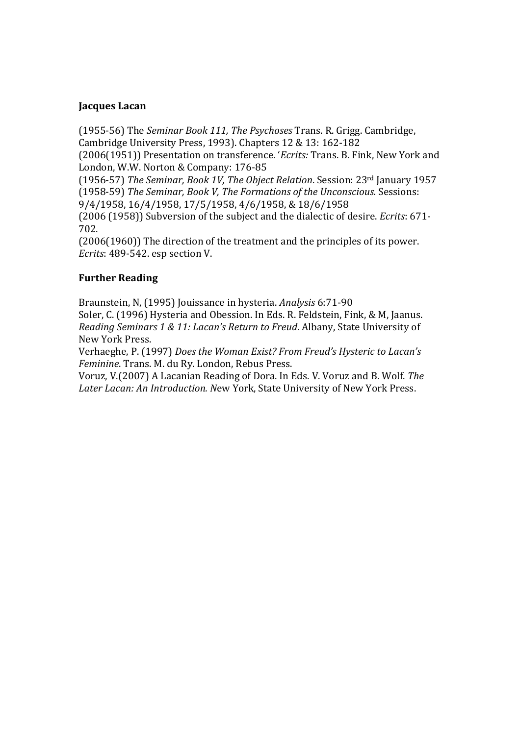**Jacques Lacan**

(1955-56) The *Seminar Book 111, The Psychoses* Trans. R. Grigg. Cambridge, Cambridge University Press, 1993). Chapters 12 & 13: 162-182
(2006(1951)) Presentation on transference. '*Ecrits:* Trans. B. Fink, New York and London, W.W. Norton & Company: 176-85
(1956-57) *The Seminar, Book 1V, The Object Relation*. Session: 23rd January 1957
(1958-59) *The Seminar, Book V, The Formations of the Unconscious.* Sessions: 9/4/1958, 16/4/1958, 17/5/1958, 4/6/1958, & 18/6/1958
(2006 (1958)) Subversion of the subject and the dialectic of desire. *Ecrits*: 671-702.
(2006(1960)) The direction of the treatment and the principles of its power. *Ecrits*: 489-542. esp section V.

**Further Reading**

Braunstein, N, (1995) Jouissance in hysteria. *Analysis* 6:71-90
Soler, C. (1996) Hysteria and Obession. In Eds. R. Feldstein, Fink, & M, Jaanus. *Reading Seminars 1 & 11: Lacan's Return to Freud*. Albany, State University of New York Press.
Verhaeghe, P. (1997) *Does the Woman Exist? From Freud's Hysteric to Lacan's Feminine*. Trans. M. du Ry. London, Rebus Press.
Voruz, V.(2007) A Lacanian Reading of Dora. In Eds. V. Voruz and B. Wolf. *The Later Lacan: An Introduction. N*ew York, State University of New York Press.